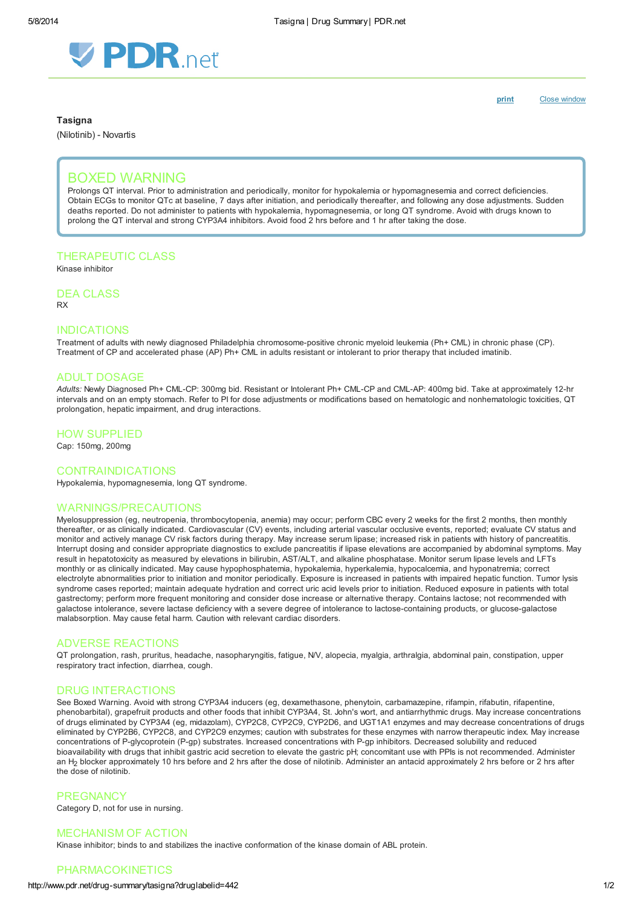# Tasigna

(Nilotinib) - Novartis

## BOXED WARNING

Prolongs QT interval. Prior to administration and periodically, monitor for hypokalemia or hypomagnesemia and correct deficiencies. Obtain ECGs to monitor QTc at baseline, 7 days after initiation, and periodically thereafter, and following any dose adjustments. Sudden deaths reported. Do not administer to patients with hypokalemia, hypomagnesemia, or long QT syndrome. Avoid with drugs known to prolong the QT interval and strong CYP3A4 inhibitors. Avoid food 2 hrs before and 1 hr after taking the dose.

## THERAPEUTIC CLASS

Kinase inhibitor

## DEA CLASS

RX

## INDICATIONS

Treatment of adults with newly diagnosed Philadelphia chromosome-positive chronic myeloid leukemia (Ph+ CML) in chronic phase (CP). Treatment of CP and accelerated phase (AP) Ph+ CML in adults resistant or intolerant to prior therapy that included imatinib.

## ADULT DOSAGE

*Adults:* Newly Diagnosed Ph+ CML-CP: 300mg bid. Resistant or Intolerant Ph+ CML-CP and CML-AP: 400mg bid. Take at approximately 12-hr intervals and on an empty stomach. Refer to PI for dose adjustments or modifications based on hematologic and nonhematologic toxicities, QT prolongation, hepatic impairment, and drug interactions.

## HOW SUPPLIED

Cap: 150mg, 200mg

## CONTRAINDICATIONS

Hypokalemia, hypomagnesemia, long QT syndrome.

## WARNINGS/PRECAUTIONS

Myelosuppression (eg, neutropenia, thrombocytopenia, anemia) may occur; perform CBC every 2 weeks for the first 2 months, then monthly thereafter, or as clinically indicated. Cardiovascular (CV) events, including arterial vascular occlusive events, reported; evaluate CV status and monitor and actively manage CV risk factors during therapy. May increase serum lipase; increased risk in patients with history of pancreatitis. Interrupt dosing and consider appropriate diagnostics to exclude pancreatitis if lipase elevations are accompanied by abdominal symptoms. May result in hepatotoxicity as measured by elevations in bilirubin, AST/ALT, and alkaline phosphatase. Monitor serum lipase levels and LFTs monthly or as clinically indicated. May cause hypophosphatemia, hypokalemia, hyperkalemia, hypocalcemia, and hyponatremia; correct electrolyte abnormalities prior to initiation and monitor periodically. Exposure is increased in patients with impaired hepatic function. Tumor lysis syndrome cases reported; maintain adequate hydration and correct uric acid levels prior to initiation. Reduced exposure in patients with total gastrectomy; perform more frequent monitoring and consider dose increase or alternative therapy. Contains lactose; not recommended with galactose intolerance, severe lactase deficiency with a severe degree of intolerance to lactose-containing products, or glucose-galactose malabsorption. May cause fetal harm. Caution with relevant cardiac disorders.

## ADVERSE REACTIONS

QT prolongation, rash, pruritus, headache, nasopharyngitis, fatigue, N/V, alopecia, myalgia, arthralgia, abdominal pain, constipation, upper respiratory tract infection, diarrhea, cough.

## DRUG INTERACTIONS

See Boxed Warning. Avoid with strong CYP3A4 inducers (eg, dexamethasone, phenytoin, carbamazepine, rifampin, rifabutin, rifapentine, phenobarbital), grapefruit products and other foods that inhibit CYP3A4, St. John's wort, and antiarrhythmic drugs. May increase concentrations of drugs eliminated by CYP3A4 (eg, midazolam), CYP2C8, CYP2C9, CYP2D6, and UGT1A1 enzymes and may decrease concentrations of drugs eliminated by CYP2B6, CYP2C8, and CYP2C9 enzymes; caution with substrates for these enzymes with narrow therapeutic index. May increase concentrations of P-glycoprotein (P-gp) substrates. Increased concentrations with P-gp inhibitors. Decreased solubility and reduced bioavailability with drugs that inhibit gastric acid secretion to elevate the gastric pH; concomitant use with PPIs is not recommended. Administer an $H_2$ blocker approximately 10 hrs before and 2 hrs after the dose of nilotinib. Administer an antacid approximately 2 hrs before or 2 hrs after the dose of nilotinib.

## PREGNANCY

Category D, not for use in nursing.

## MECHANISM OF ACTION

Kinase inhibitor; binds to and stabilizes the inactive conformation of the kinase domain of ABL protein.

## PHARMACOKINETICS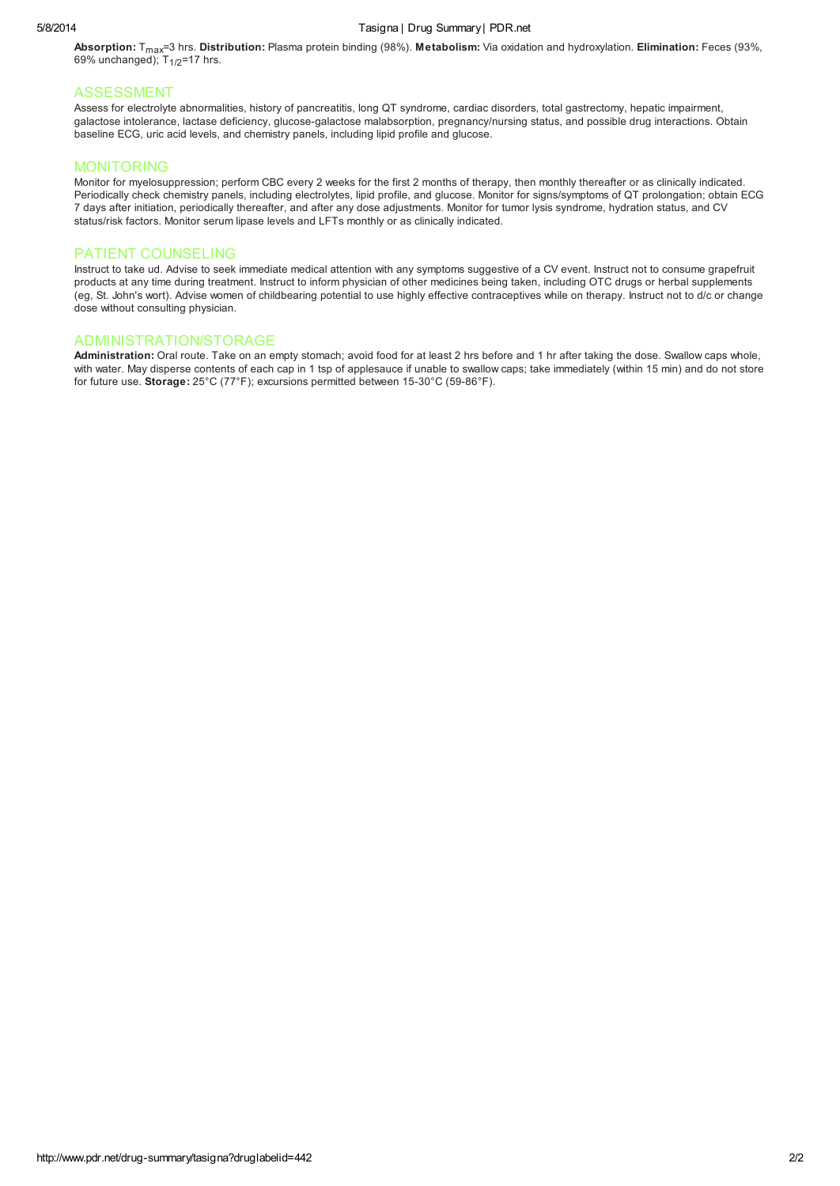**Absorption:** $T_{max}$=3 hrs. **Distribution:** Plasma protein binding (98%). **Metabolism:** Via oxidation and hydroxylation. **Elimination:** Feces (93%, 69% unchanged); $T_{1/2}$=17 hrs.

## ASSESSMENT

Assess for electrolyte abnormalities, history of pancreatitis, long QT syndrome, cardiac disorders, total gastrectomy, hepatic impairment, galactose intolerance, lactase deficiency, glucose-galactose malabsorption, pregnancy/nursing status, and possible drug interactions. Obtain baseline ECG, uric acid levels, and chemistry panels, including lipid profile and glucose.

## MONITORING

Monitor for myelosuppression; perform CBC every 2 weeks for the first 2 months of therapy, then monthly thereafter or as clinically indicated. Periodically check chemistry panels, including electrolytes, lipid profile, and glucose. Monitor for signs/symptoms of QT prolongation; obtain ECG 7 days after initiation, periodically thereafter, and after any dose adjustments. Monitor for tumor lysis syndrome, hydration status, and CV status/risk factors. Monitor serum lipase levels and LFTs monthly or as clinically indicated.

## PATIENT COUNSELING

Instruct to take ud. Advise to seek immediate medical attention with any symptoms suggestive of a CV event. Instruct not to consume grapefruit products at any time during treatment. Instruct to inform physician of other medicines being taken, including OTC drugs or herbal supplements (eg, St. John's wort). Advise women of childbearing potential to use highly effective contraceptives while on therapy. Instruct not to d/c or change dose without consulting physician.

## ADMINISTRATION/STORAGE

**Administration:** Oral route. Take on an empty stomach; avoid food for at least 2 hrs before and 1 hr after taking the dose. Swallow caps whole, with water. May disperse contents of each cap in 1 tsp of applesauce if unable to swallow caps; take immediately (within 15 min) and do not store for future use. **Storage:** 25°C (77°F); excursions permitted between 15-30°C (59-86°F).